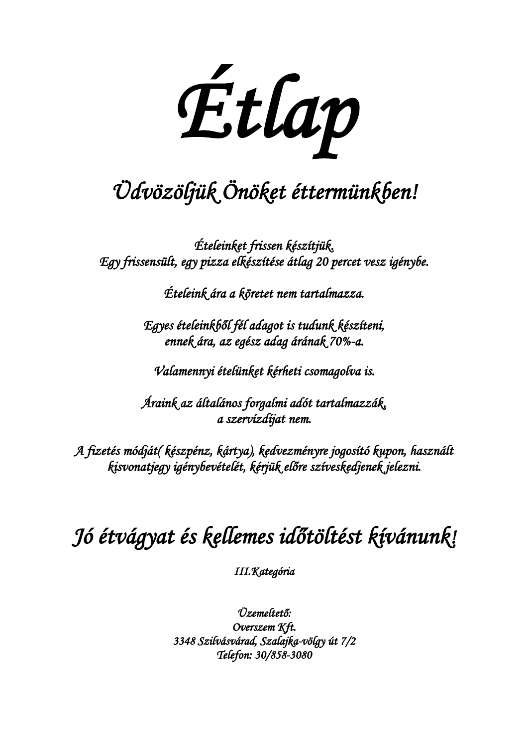# *Étlap*

## *Üdvözöljük Önöket éttermünkben!*

*Ételeinket frissen készítjük.*
*Egy frissensült, egy pizza elkészítése átlag 20 percet vesz igénybe.*

*Ételeink ára a köretet nem tartalmazza.*

*Egyes ételeinkből fél adagot is tudunk készíteni,*
*ennek ára, az egész adag árának 70%-a.*

*Valamennyi ételünket kérheti csomagolva is.*

*Áraink az általános forgalmi adót tartalmazzák,*
*a szervízdíjat nem.*

*A fizetés módját( készpénz, kártya), kedvezményre jogosító kupon, használt kisvonatjegy igénybevételét, kérjük előre szíveskedjenek jelezni.*

## *Jó étvágyat és kellemes időtöltést kívánunk!*

*III.Kategória*

*Üzemeltető:*
*Overszem Kft.*
*3348 Szilvásvárad, Szalajka-völgy út 7/2*
*Telefon: 30/858-3080*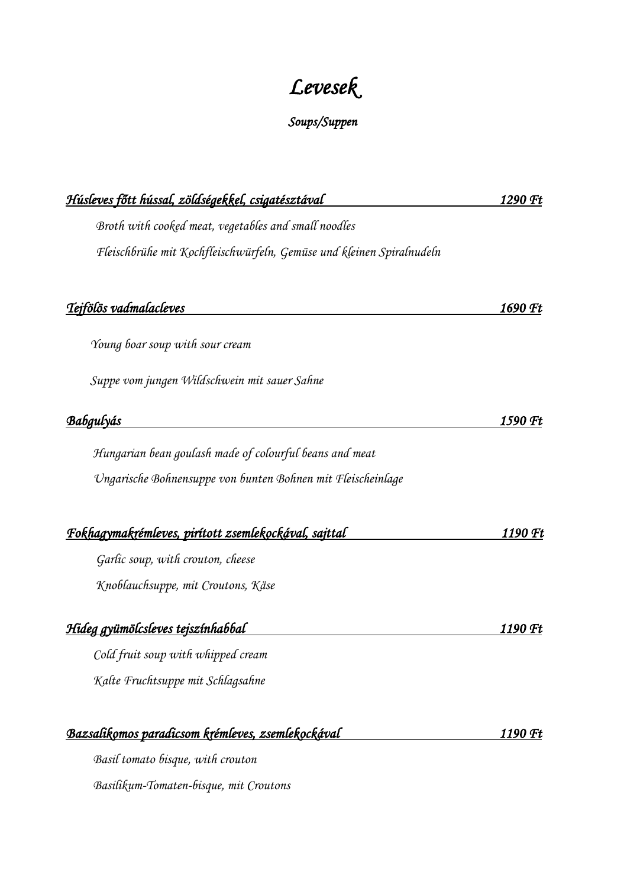# *Levesek*

### *Soups/Suppen*

***Húsleves főtt hússal, zöldségekkel, csigatésztával*** — ***1290 Ft***

*Broth with cooked meat, vegetables and small noodles*

*Fleischbrühe mit Kochfleischwürfeln, Gemüse und kleinen Spiralnudeln*

***Tejfölös vadmalacleves*** — ***1690 Ft***

*Young boar soup with sour cream*

*Suppe vom jungen Wildschwein mit sauer Sahne*

***Babgulyás*** — ***1590 Ft***

*Hungarian bean goulash made of colourful beans and meat*

*Ungarische Bohnensuppe von bunten Bohnen mit Fleischeinlage*

***Fokhagymakrémleves, pirított zsemlekockával, sajttal*** — ***1190 Ft***

*Garlic soup, with crouton, cheese*

*Knoblauchsuppe, mit Croutons, Käse*

***Hideg gyümölcsleves tejszínhabbal*** — ***1190 Ft***

*Cold fruit soup with whipped cream*

*Kalte Fruchtsuppe mit Schlagsahne*

***Bazsalikomos paradicsom krémleves, zsemlekockával*** — ***1190 Ft***

*Basil tomato bisque, with crouton*

*Basilikum-Tomaten-bisque, mit Croutons*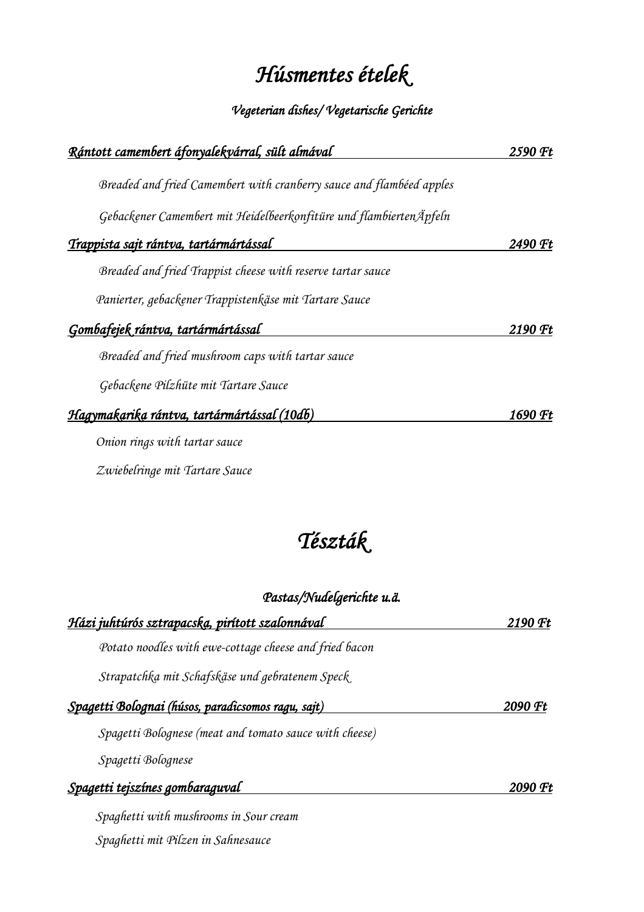# *Húsmentes ételek*

### *Vegeterian dishes/ Vegetarische Gerichte*

*Rántott camembert áfonyalekvárral, sült almával* — *2590 Ft*

*Breaded and fried Camembert with cranberry sauce and flambéed apples*

*Gebackener Camembert mit Heidelbeerkonfitüre und flambiertenÄpfeln*

*Trappista sajt rántva, tartármártással* — *2490 Ft*

*Breaded and fried Trappist cheese with reserve tartar sauce*

*Panierter, gebackener Trappistenkäse mit Tartare Sauce*

*Gombafejek rántva, tartármártással* — *2190 Ft*

*Breaded and fried mushroom caps with tartar sauce*

*Gebackene Pilzhüte mit Tartare Sauce*

*Hagymakarika rántva, tartármártással (10db)* — *1690 Ft*

*Onion rings with tartar sauce*

*Zwiebelringe mit Tartare Sauce*

# *Tészták*

### *Pastas/Nudelgerichte u.ä.*

*Házi juhtúrós sztrapacska, pirított szalonnával* — *2190 Ft*

*Potato noodles with ewe-cottage cheese and fried bacon*

*Strapatchka mit Schafskäse und gebratenem Speck*

*Spagetti Bolognai (húsos, paradicsomos ragu, sajt)* — *2090 Ft*

*Spagetti Bolognese (meat and tomato sauce with cheese)*

*Spagetti Bolognese*

*Spagetti tejszínes gombaraguval* — *2090 Ft*

*Spaghetti with mushrooms in Sour cream*

*Spaghetti mit Pilzen in Sahnesauce*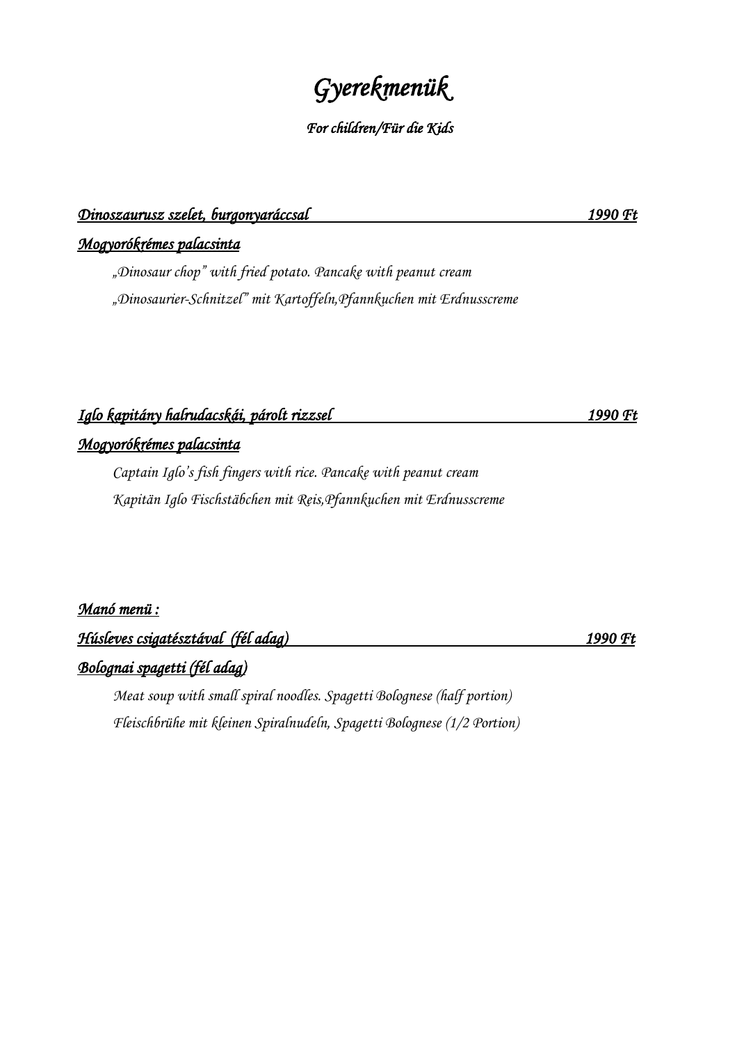# *Gyerekmenük*

*For children/Für die Kids*

***Dinoszaurusz szelet, burgonyaráccsal*** — ***1990 Ft***

***Mogyorókrémes palacsinta***

*„Dinosaur chop" with fried potato. Pancake with peanut cream*

*„Dinosaurier-Schnitzel" mit Kartoffeln,Pfannkuchen mit Erdnusscreme*

***Iglo kapitány halrudacskái, párolt rizzsel*** — ***1990 Ft***

***Mogyorókrémes palacsinta***

*Captain Iglo's fish fingers with rice. Pancake with peanut cream*

*Kapitän Iglo Fischstäbchen mit Reis,Pfannkuchen mit Erdnusscreme*

***Manó menü :***

***Húsleves csigatésztával (fél adag)*** — ***1990 Ft***

***Bolognai spagetti (fél adag)***

*Meat soup with small spiral noodles. Spagetti Bolognese (half portion)*

*Fleischbrühe mit kleinen Spiralnudeln, Spagetti Bolognese (1/2 Portion)*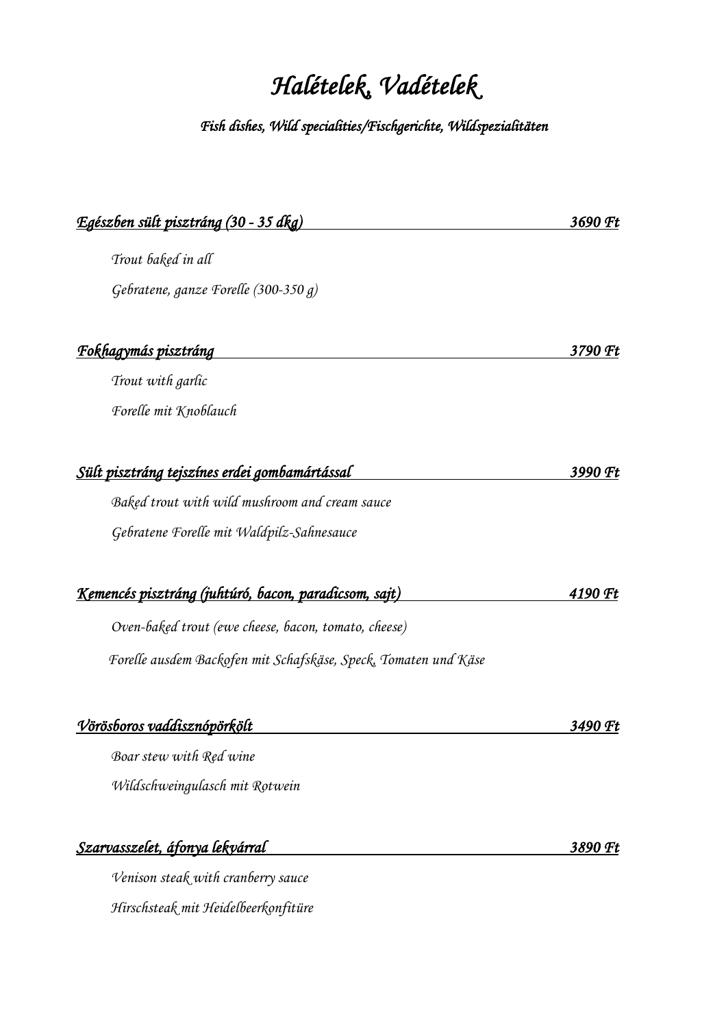# *Halételek, Vadételek*

*Fish dishes, Wild specialities/Fischgerichte, Wildspezialitäten*

***Egészben sült pisztráng (30 - 35 dkg)*** — ***3690 Ft***

*Trout baked in all*

*Gebratene, ganze Forelle (300-350 g)*

***Fokhagymás pisztráng*** — ***3790 Ft***

*Trout with garlic*

*Forelle mit Knoblauch*

***Sült pisztráng tejszínes erdei gombamártással*** — ***3990 Ft***

*Baked trout with wild mushroom and cream sauce*

*Gebratene Forelle mit Waldpilz-Sahnesauce*

***Kemencés pisztráng (juhtúró, bacon, paradicsom, sajt)*** — ***4190 Ft***

*Oven-baked trout (ewe cheese, bacon, tomato, cheese)*

*Forelle ausdem Backofen mit Schafskäse, Speck, Tomaten und Käse*

***Vörösboros vaddisznópörkölt*** — ***3490 Ft***

*Boar stew with Red wine*

*Wildschweingulasch mit Rotwein*

***Szarvasszelet, áfonya lekvárral*** — ***3890 Ft***

*Venison steak with cranberry sauce*

*Hirschsteak mit Heidelbeerkonfitüre*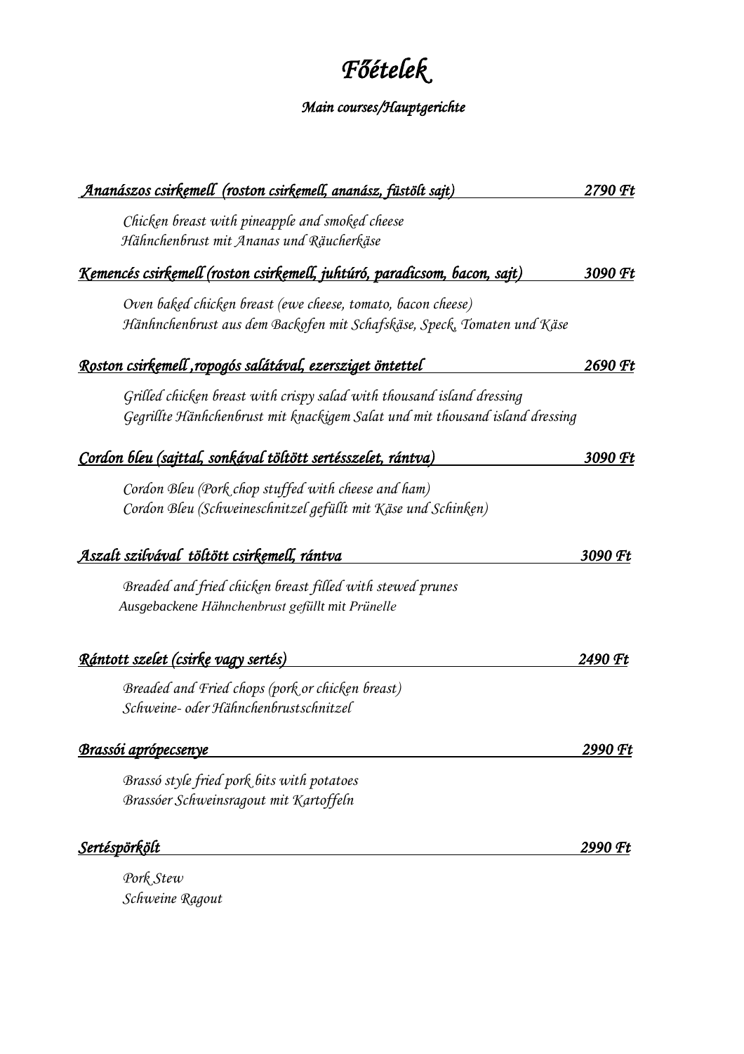# *Főételek*

### *Main courses/Hauptgerichte*

**Ananászos csirkemell (roston csirkemell, ananász, füstölt sajt)** — **2790 Ft**

*Chicken breast with pineapple and smoked cheese*
*Hähnchenbrust mit Ananas und Räucherkäse*

**Kemencés csirkemell (roston csirkemell, juhtúró, paradicsom, bacon, sajt)** — **3090 Ft**

*Oven baked chicken breast (ewe cheese, tomato, bacon cheese)*
*Hänhnchenbrust aus dem Backofen mit Schafskäse, Speck, Tomaten und Käse*

**Roston csirkemell ,ropogós salátával, ezersziget öntettel** — **2690 Ft**

*Grilled chicken breast with crispy salad with thousand island dressing*
*Gegrillte Hänhchenbrust mit knackigem Salat und mit thousand island dressing*

**Cordon bleu (sajttal, sonkával töltött sertésszelet, rántva)** — **3090 Ft**

*Cordon Bleu (Pork chop stuffed with cheese and ham)*
*Cordon Bleu (Schweineschnitzel gefüllt mit Käse und Schinken)*

**Aszalt szilvával töltött csirkemell, rántva** — **3090 Ft**

*Breaded and fried chicken breast filled with stewed prunes*
*Ausgebackene Hähnchenbrust gefüllt mit Prünelle*

**Rántott szelet (csirke vagy sertés)** — **2490 Ft**

*Breaded and Fried chops (pork or chicken breast)*
*Schweine- oder Hähnchenbrustschnitzel*

**Brassói aprópecsenye** — **2990 Ft**

*Brassó style fried pork bits with potatoes*
*Brassóer Schweinsragout mit Kartoffeln*

**Sertéspörkölt** — **2990 Ft**

*Pork Stew*
*Schweine Ragout*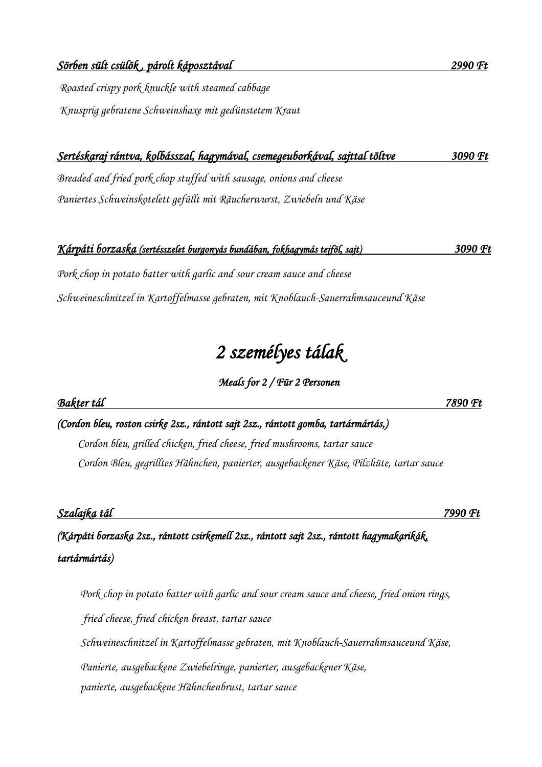***Sörben sült csülök , párolt káposztával*** **2990 Ft**

*Roasted crispy pork knuckle with steamed cabbage*

*Knusprig gebratene Schweinshaxe mit gedünstetem Kraut*

***Sertéskaraj rántva, kolbásszal, hagymával, csemegeuborkával, sajttal töltve*** **3090 Ft**

*Breaded and fried pork chop stuffed with sausage, onions and cheese*

*Paniertes Schweinskotelett gefüllt mit Räucherwurst, Zwiebeln und Käse*

***Kárpáti borzaska** (sertésszelet burgonyás bundában, fokhagymás tejföl, sajt)* **3090 Ft**

*Pork chop in potato batter with garlic and sour cream sauce and cheese*

*Schweineschnitzel in Kartoffelmasse gebraten, mit Knoblauch-Sauerrahmsauceund Käse*

# *2 személyes tálak*

***Meals for 2 / Für 2 Personen***

***Bakter tál*** **7890 Ft**

***(Cordon bleu, roston csirke 2sz., rántott sajt 2sz., rántott gomba, tartármártás,)***

*Cordon bleu, grilled chicken, fried cheese, fried mushrooms, tartar sauce*

*Cordon Bleu, gegrilltes Hähnchen, panierter, ausgebackener Käse, Pilzhüte, tartar sauce*

***Szalajka tál*** **7990 Ft**

***(Kárpáti borzaska 2sz., rántott csirkemell 2sz., rántott sajt 2sz., rántott hagymakarikák, tartármártás)***

*Pork chop in potato batter with garlic and sour cream sauce and cheese, fried onion rings,*

*fried cheese, fried chicken breast, tartar sauce*

*Schweineschnitzel in Kartoffelmasse gebraten, mit Knoblauch-Sauerrahmsauceund Käse,*

*Panierte, ausgebackene Zwiebelringe, panierter, ausgebackener Käse,*

*panierte, ausgebackene Hähnchenbrust, tartar sauce*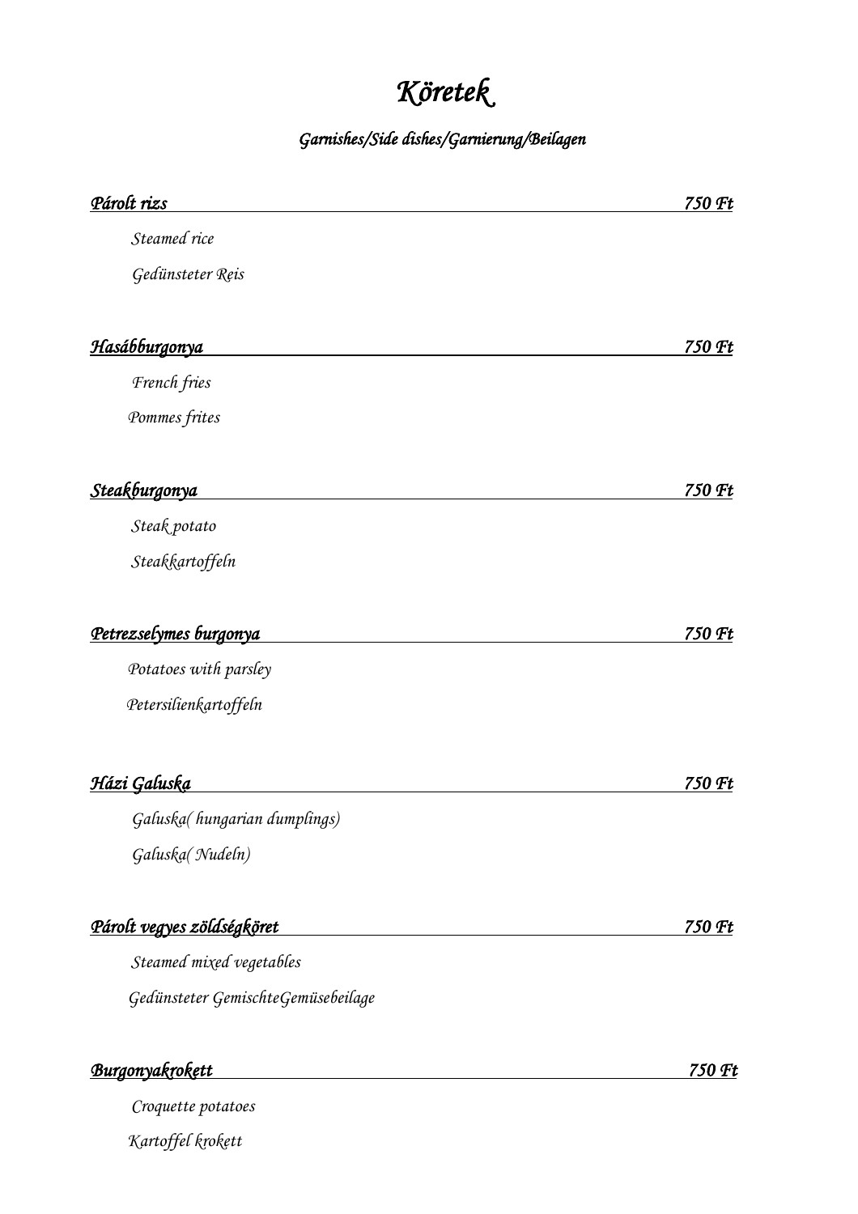# *Köretek*

*Garnishes/Side dishes/Garnierung/Beilagen*

***Párolt rizs*** — ***750 Ft***

*Steamed rice*

*Gedünsteter Reis*

***Hasábburgonya*** — ***750 Ft***

*French fries*

*Pommes frites*

***Steakburgonya*** — ***750 Ft***

*Steak potato*

*Steakkartoffeln*

***Petrezselymes burgonya*** — ***750 Ft***

*Potatoes with parsley*

*Petersilienkartoffeln*

***Házi Galuska*** — ***750 Ft***

*Galuska( hungarian dumplings)*

*Galuska( Nudeln)*

***Párolt vegyes zöldségköret*** — ***750 Ft***

*Steamed mixed vegetables*

*Gedünsteter GemischteGemüsebeilage*

***Burgonyakrokett*** — ***750 Ft***

*Croquette potatoes*

*Kartoffel krokett*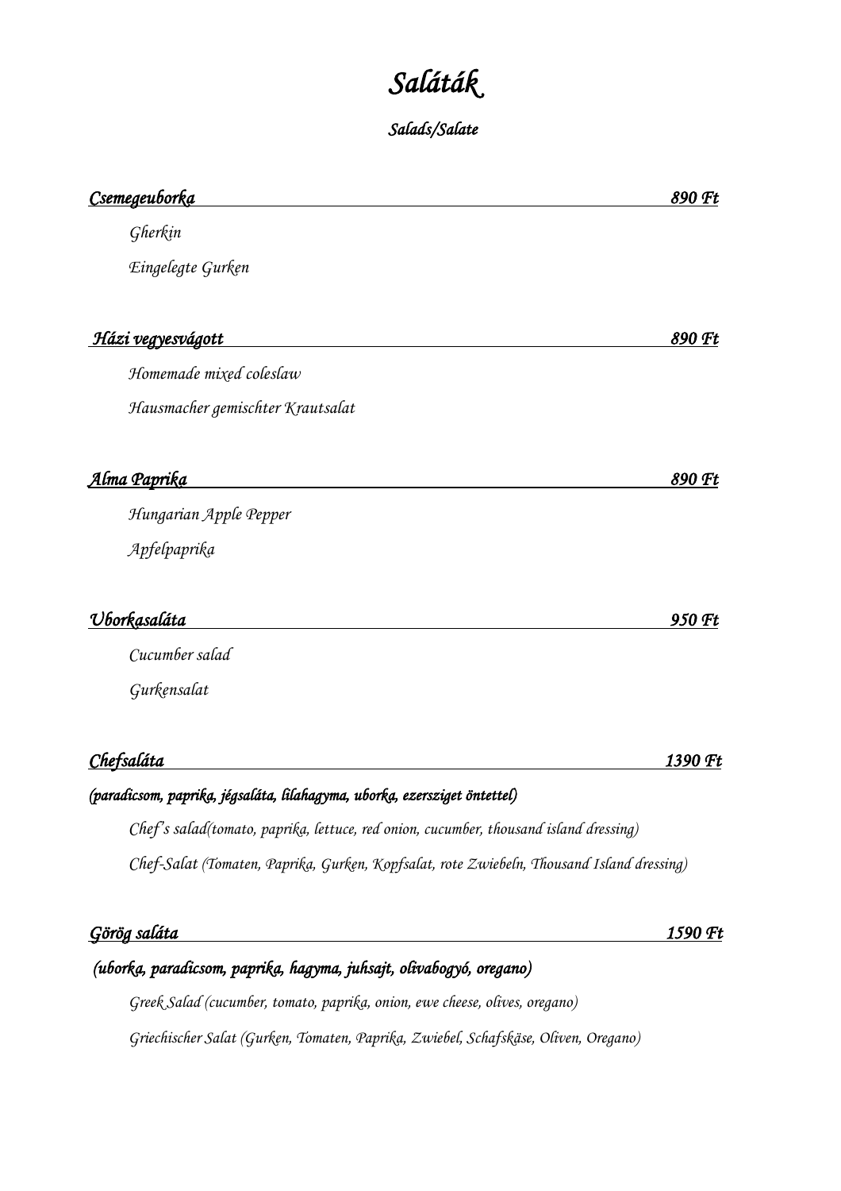# *Saláták*

### *Salads/Salate*

***Csemegeuborka*** — ***890 Ft***

*Gherkin*

*Eingelegte Gurken*

***Házi vegyesvágott*** — ***890 Ft***

*Homemade mixed coleslaw*

*Hausmacher gemischter Krautsalat*

***Alma Paprika*** — ***890 Ft***

*Hungarian Apple Pepper*

*Apfelpaprika*

***Uborkasaláta*** — ***950 Ft***

*Cucumber salad*

*Gurkensalat*

***Chefsaláta*** — ***1390 Ft***

***(paradicsom, paprika, jégsaláta, lilahagyma, uborka, ezersziget öntettel)***

*Chef's salad(tomato, paprika, lettuce, red onion, cucumber, thousand island dressing)*

*Chef-Salat (Tomaten, Paprika, Gurken, Kopfsalat, rote Zwiebeln, Thousand Island dressing)*

***Görög saláta*** — ***1590 Ft***

***(uborka, paradicsom, paprika, hagyma, juhsajt, olivabogyó, oregano)***

*Greek Salad (cucumber, tomato, paprika, onion, ewe cheese, olives, oregano)*

*Griechischer Salat (Gurken, Tomaten, Paprika, Zwiebel, Schafskäse, Oliven, Oregano)*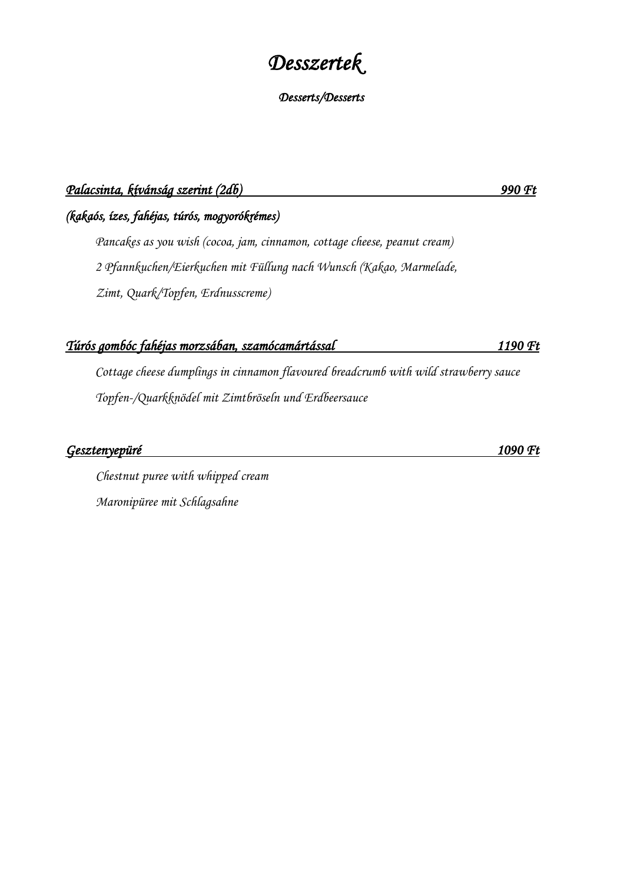# *Desszertek*

*Desserts/Desserts*

***Palacsinta, kívánság szerint (2db)*** ***990 Ft***

***(kakaós, ízes, fahéjas, túrós, mogyorókrémes)***

*Pancakes as you wish (cocoa, jam, cinnamon, cottage cheese, peanut cream)*

*2 Pfannkuchen/Eierkuchen mit Füllung nach Wunsch (Kakao, Marmelade, Zimt, Quark/Topfen, Erdnusscreme)*

***Túrós gombóc fahéjas morzsában, szamócamártással*** ***1190 Ft***

*Cottage cheese dumplings in cinnamon flavoured breadcrumb with wild strawberry sauce*

*Topfen-/Quarkknödel mit Zimtbröseln und Erdbeersauce*

***Gesztenyepüré*** ***1090 Ft***

*Chestnut puree with whipped cream*

*Maronipüree mit Schlagsahne*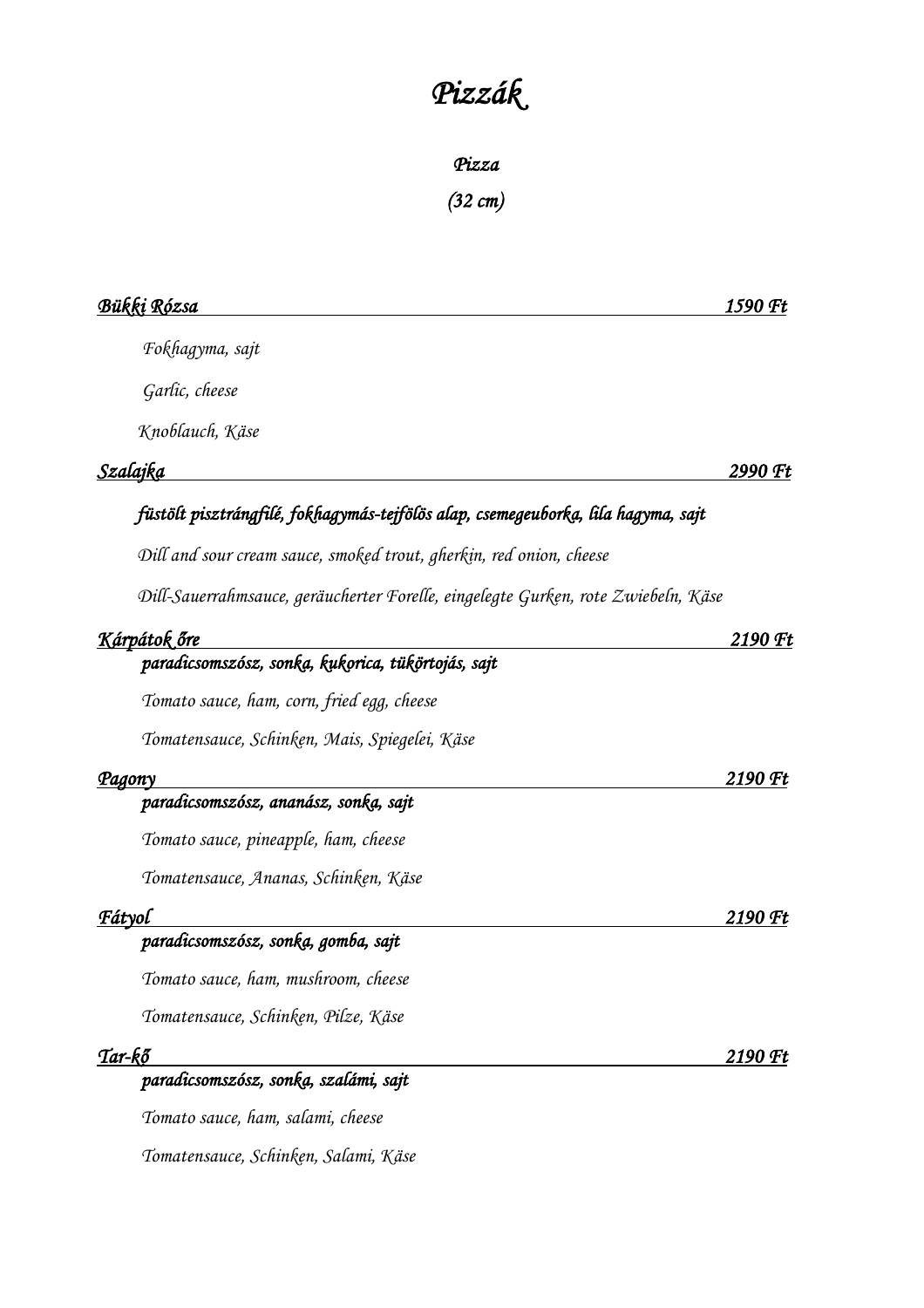# *Pizzák*

*Pizza*

*(32 cm)*

***Bükki Rózsa*** — ***1590 Ft***

*Fokhagyma, sajt*

*Garlic, cheese*

*Knoblauch, Käse*

***Szalajka*** — ***2990 Ft***

***füstölt pisztrángfilé, fokhagymás-tejfölös alap, csemegeuborka, lila hagyma, sajt***

*Dill and sour cream sauce, smoked trout, gherkin, red onion, cheese*

*Dill-Sauerrahmsauce, geräucherter Forelle, eingelegte Gurken, rote Zwiebeln, Käse*

***Kárpátok őre*** — ***2190 Ft***

***paradicsomszósz, sonka, kukorica, tükörtojás, sajt***

*Tomato sauce, ham, corn, fried egg, cheese*

*Tomatensauce, Schinken, Mais, Spiegelei, Käse*

***Pagony*** — ***2190 Ft***

***paradicsomszósz, ananász, sonka, sajt***

*Tomato sauce, pineapple, ham, cheese*

*Tomatensauce, Ananas, Schinken, Käse*

***Fátyol*** — ***2190 Ft***

***paradicsomszósz, sonka, gomba, sajt***

*Tomato sauce, ham, mushroom, cheese*

*Tomatensauce, Schinken, Pilze, Käse*

***Tar-kő*** — ***2190 Ft***

***paradicsomszósz, sonka, szalámi, sajt***

*Tomato sauce, ham, salami, cheese*

*Tomatensauce, Schinken, Salami, Käse*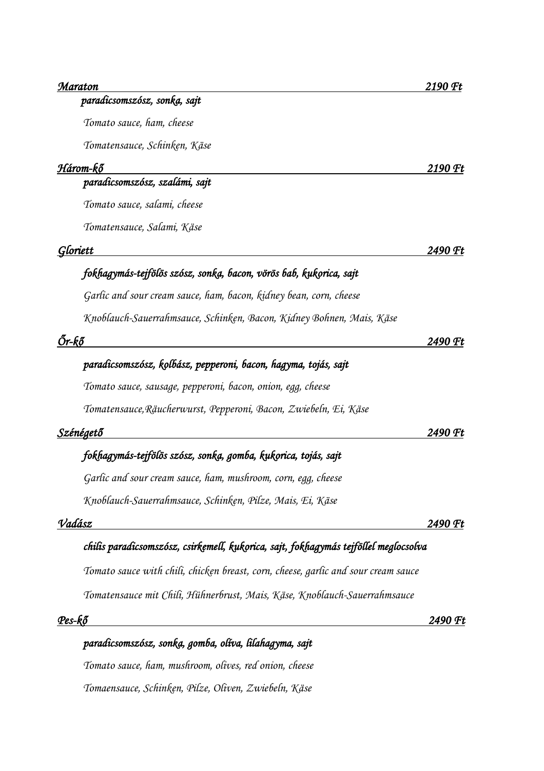**Maraton** — **2190 Ft**

*paradicsomszósz, sonka, sajt*

*Tomato sauce, ham, cheese*

*Tomatensauce, Schinken, Käse*

**Három-kő** — **2190 Ft**

*paradicsomszósz, szalámi, sajt*

*Tomato sauce, salami, cheese*

*Tomatensauce, Salami, Käse*

**Gloriett** — **2490 Ft**

*fokhagymás-tejfölös szósz, sonka, bacon, vörös bab, kukorica, sajt*

*Garlic and sour cream sauce, ham, bacon, kidney bean, corn, cheese*

*Knoblauch-Sauerrahmsauce, Schinken, Bacon, Kidney Bohnen, Mais, Käse*

**Őr-kő** — **2490 Ft**

*paradicsomszósz, kolbász, pepperoni, bacon, hagyma, tojás, sajt*

*Tomato sauce, sausage, pepperoni, bacon, onion, egg, cheese*

*Tomatensauce,Räucherwurst, Pepperoni, Bacon, Zwiebeln, Ei, Käse*

**Szénégető** — **2490 Ft**

*fokhagymás-tejfölös szósz, sonka, gomba, kukorica, tojás, sajt*

*Garlic and sour cream sauce, ham, mushroom, corn, egg, cheese*

*Knoblauch-Sauerrahmsauce, Schinken, Pilze, Mais, Ei, Käse*

**Vadász** — **2490 Ft**

*chilis paradicsomszósz, csirkemell, kukorica, sajt, fokhagymás tejföllel meglocsolva*

*Tomato sauce with chili, chicken breast, corn, cheese, garlic and sour cream sauce*

*Tomatensauce mit Chili, Hühnerbrust, Mais, Käse, Knoblauch-Sauerrahmsauce*

**Pes-kő** — **2490 Ft**

*paradicsomszósz, sonka, gomba, olíva, lilahagyma, sajt*

*Tomato sauce, ham, mushroom, olives, red onion, cheese*

*Tomaensauce, Schinken, Pilze, Oliven, Zwiebeln, Käse*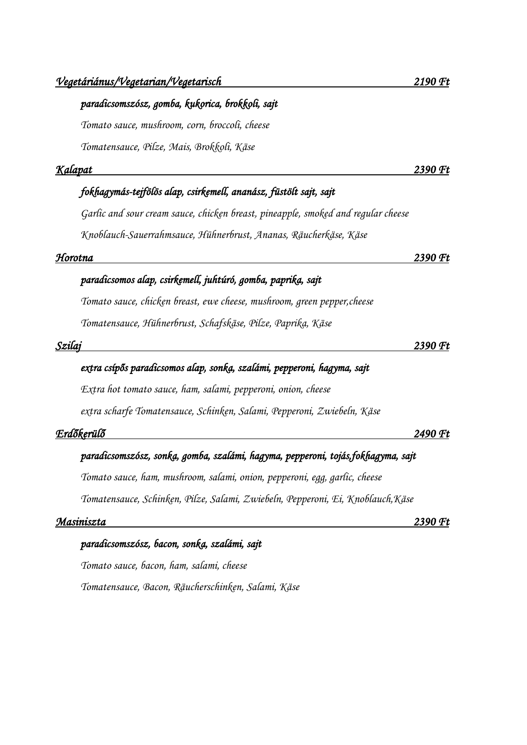### *Vegetáriánus/Vegetarian/Vegetarisch* — *2190 Ft*

***paradicsomszósz, gomba, kukorica, brokkoli, sajt***

*Tomato sauce, mushroom, corn, broccoli, cheese*

*Tomatensauce, Pilze, Mais, Brokkoli, Käse*

### *Kalapat* — *2390 Ft*

***fokhagymás-tejfölös alap, csirkemell, ananász, füstölt sajt, sajt***

*Garlic and sour cream sauce, chicken breast, pineapple, smoked and regular cheese*

*Knoblauch-Sauerrahmsauce, Hühnerbrust, Ananas, Räucherkäse, Käse*

### *Horotna* — *2390 Ft*

***paradicsomos alap, csirkemell, juhtúró, gomba, paprika, sajt***

*Tomato sauce, chicken breast, ewe cheese, mushroom, green pepper,cheese*

*Tomatensauce, Hühnerbrust, Schafskäse, Pilze, Paprika, Käse*

### *Szilaj* — *2390 Ft*

***extra csípős paradicsomos alap, sonka, szalámi, pepperoni, hagyma, sajt***

*Extra hot tomato sauce, ham, salami, pepperoni, onion, cheese*

*extra scharfe Tomatensauce, Schinken, Salami, Pepperoni, Zwiebeln, Käse*

### *Erdőkerülő* — *2490 Ft*

***paradicsomszósz, sonka, gomba, szalámi, hagyma, pepperoni, tojás,fokhagyma, sajt***

*Tomato sauce, ham, mushroom, salami, onion, pepperoni, egg, garlic, cheese*

*Tomatensauce, Schinken, Pilze, Salami, Zwiebeln, Pepperoni, Ei, Knoblauch,Käse*

### *Masiniszta* — *2390 Ft*

***paradicsomszósz, bacon, sonka, szalámi, sajt***

*Tomato sauce, bacon, ham, salami, cheese*

*Tomatensauce, Bacon, Räucherschinken, Salami, Käse*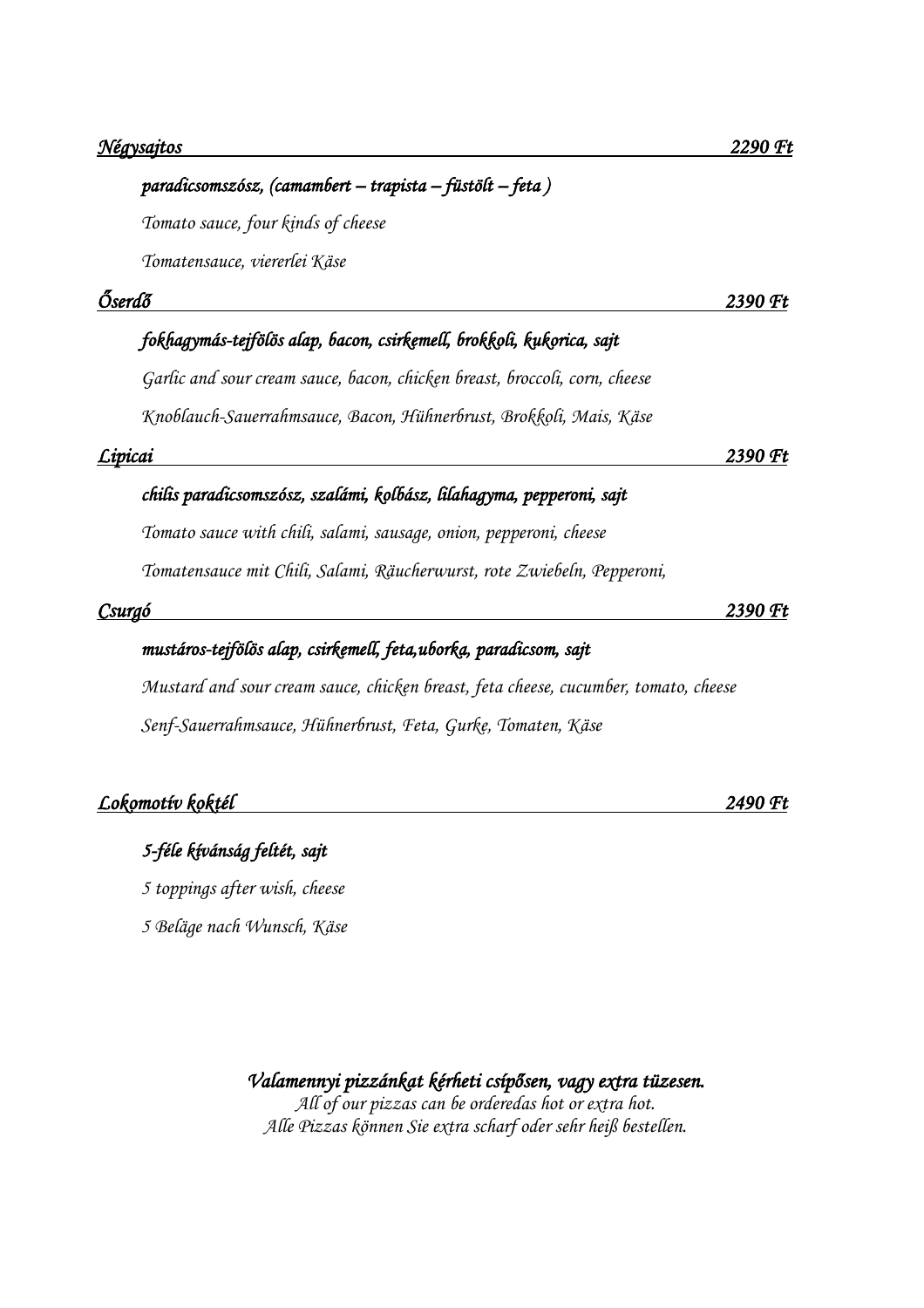***Négysajtos*** **2290 Ft**

*paradicsomszósz, (camambert – trapista – füstölt – feta )*

*Tomato sauce, four kinds of cheese*

*Tomatensauce, viererlei Käse*

***Őserdő*** **2390 Ft**

*fokhagymás-tejfölös alap, bacon, csirkemell, brokkoli, kukorica, sajt*

*Garlic and sour cream sauce, bacon, chicken breast, broccoli, corn, cheese*

*Knoblauch-Sauerrahmsauce, Bacon, Hühnerbrust, Brokkoli, Mais, Käse*

***Lipicai*** **2390 Ft**

*chilis paradicsomszósz, szalámi, kolbász, lilahagyma, pepperoni, sajt*

*Tomato sauce with chili, salami, sausage, onion, pepperoni, cheese*

*Tomatensauce mit Chili, Salami, Räucherwurst, rote Zwiebeln, Pepperoni,*

***Csurgó*** **2390 Ft**

*mustáros-tejfölös alap, csirkemell, feta,uborka, paradicsom, sajt*

*Mustard and sour cream sauce, chicken breast, feta cheese, cucumber, tomato, cheese*

*Senf-Sauerrahmsauce, Hühnerbrust, Feta, Gurke, Tomaten, Käse*

***Lokomotív koktél*** **2490 Ft**

*5-féle kívánság feltét, sajt*

*5 toppings after wish, cheese*

*5 Beläge nach Wunsch, Käse*

***Valamennyi pizzánkat kérheti csípősen, vagy extra tüzesen.***

*All of our pizzas can be orderedas hot or extra hot.*

*Alle Pizzas können Sie extra scharf oder sehr heiß bestellen.*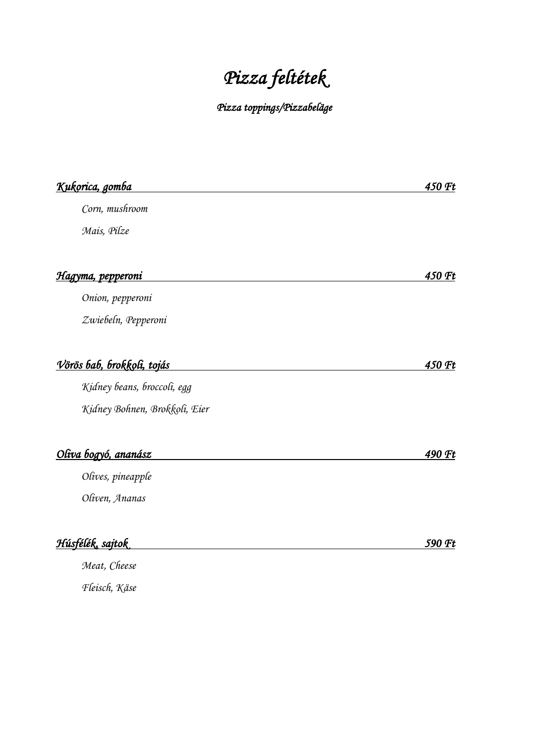# *Pizza feltétek*

***Pizza toppings/Pizzabeläge***

***Kukorica, gomba*** — ***450 Ft***

*Corn, mushroom*

*Mais, Pilze*

***Hagyma, pepperoni*** — ***450 Ft***

*Onion, pepperoni*

*Zwiebeln, Pepperoni*

***Vörös bab, brokkoli, tojás*** — ***450 Ft***

*Kidney beans, broccoli, egg*

*Kidney Bohnen, Brokkoli, Eier*

***Oliva bogyó, ananász*** — ***490 Ft***

*Olives, pineapple*

*Oliven, Ananas*

***Húsfélék, sajtok*** — ***590 Ft***

*Meat, Cheese*

*Fleisch, Käse*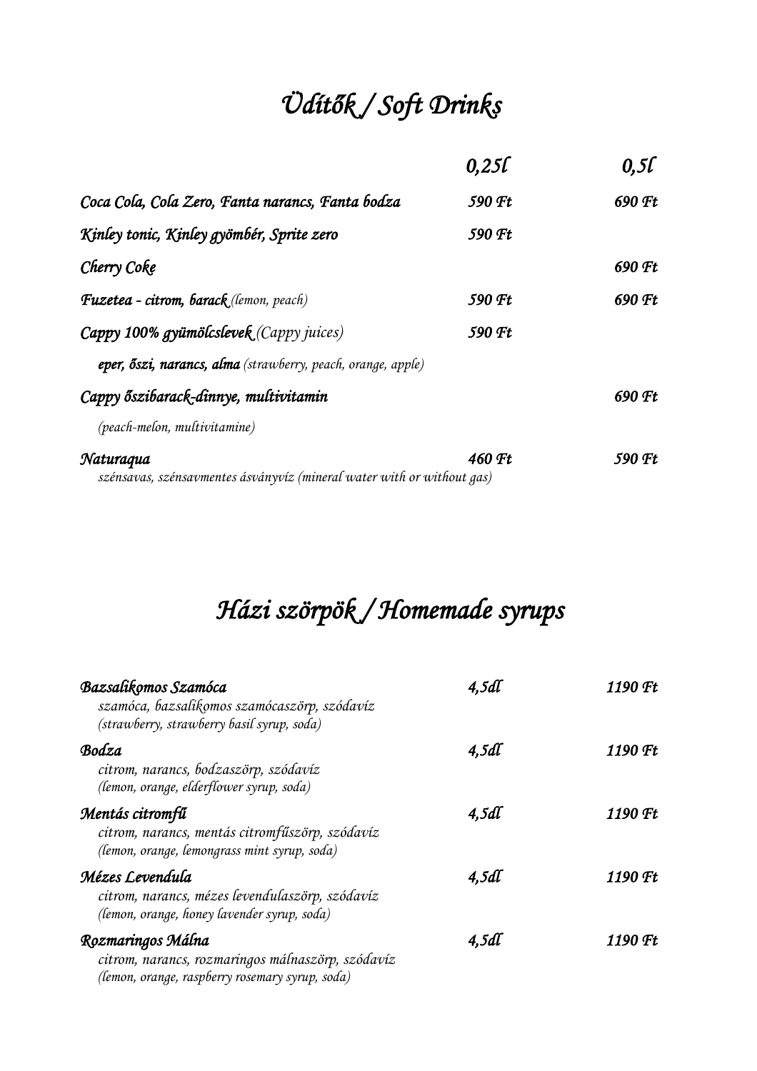# Üdítők / Soft Drinks

| | 0,25l | 0,5l |
|---|---|---|
| Coca Cola, Cola Zero, Fanta narancs, Fanta bodza | 590 Ft | 690 Ft |
| Kinley tonic, Kinley gyömbér, Sprite zero | 590 Ft | |
| Cherry Coke | | 690 Ft |
| **Fuzetea - citrom, barack** (lemon, peach) | 590 Ft | 690 Ft |
| **Cappy 100% gyümölcslevek** (Cappy juices) | 590 Ft | |
| **eper, őszi, narancs, alma** (strawberry, peach, orange, apple) | | |
| **Cappy őszibarack-dinnye, multivitamin** | | 690 Ft |
| (peach-melon, multivitamine) | | |
| Naturaqua<br>szénsavas, szénsavmentes ásványvíz (mineral water with or without gas) | 460 Ft | 590 Ft |

# Házi szörpök / Homemade syrups

| | | |
|---|---|---|
| **Bazsalikomos Szamóca**<br>szamóca, bazsalikomos szamócaszörp, szódavíz<br>(strawberry, strawberry basil syrup, soda) | 4,5dl | 1190 Ft |
| **Bodza**<br>citrom, narancs, bodzaszörp, szódavíz<br>(lemon, orange, elderflower syrup, soda) | 4,5dl | 1190 Ft |
| **Mentás citromfű**<br>citrom, narancs, mentás citromfűszörp, szódavíz<br>(lemon, orange, lemongrass mint syrup, soda) | 4,5dl | 1190 Ft |
| **Mézes Levendula**<br>citrom, narancs, mézes levendulaszörp, szódavíz<br>(lemon, orange, honey lavender syrup, soda) | 4,5dl | 1190 Ft |
| **Rozmaringos Málna**<br>citrom, narancs, rozmaringos málnaszörp, szódavíz<br>(lemon, orange, raspberry rosemary syrup, soda) | 4,5dl | 1190 Ft |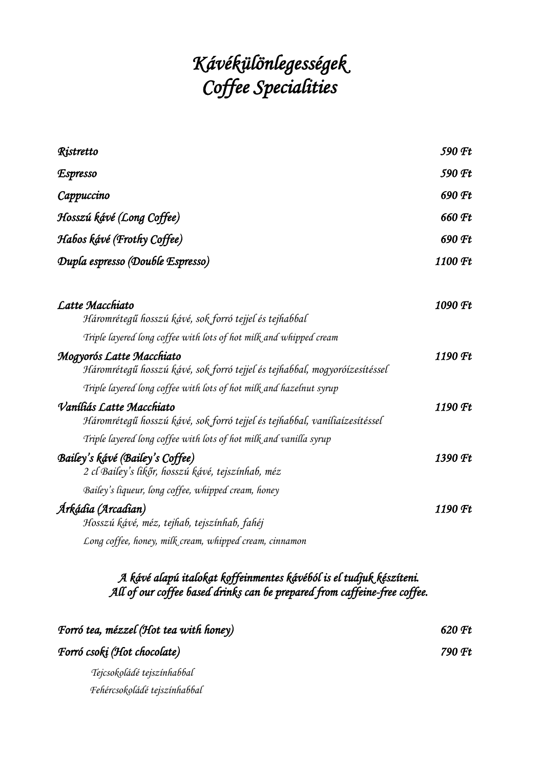# *Kávékülönlegességek*
# *Coffee Specialities*

| | |
|---|---|
| *Ristretto* | *590 Ft* |
| *Espresso* | *590 Ft* |
| *Cappuccino* | *690 Ft* |
| *Hosszú kávé (Long Coffee)* | *660 Ft* |
| *Habos kávé (Frothy Coffee)* | *690 Ft* |
| *Dupla espresso (Double Espresso)* | *1100 Ft* |

*Latte Macchiato* — *1090 Ft*
*Háromrétegű hosszú kávé, sok forró tejjel és tejhabbal*
*Triple layered long coffee with lots of hot milk and whipped cream*

*Mogyorós Latte Macchiato* — *1190 Ft*
*Háromrétegű hosszú kávé, sok forró tejjel és tejhabbal, mogyoróízesítéssel*
*Triple layered long coffee with lots of hot milk and hazelnut syrup*

*Vaníliás Latte Macchiato* — *1190 Ft*
*Háromrétegű hosszú kávé, sok forró tejjel és tejhabbal, vaníliaízesítéssel*
*Triple layered long coffee with lots of hot milk and vanilla syrup*

*Bailey's kávé (Bailey's Coffee)* — *1390 Ft*
*2 cl Bailey's likőr, hosszú kávé, tejszínhab, méz*
*Bailey's liqueur, long coffee, whipped cream, honey*

*Árkádia (Arcadian)* — *1190 Ft*
*Hosszú kávé, méz, tejhab, tejszínhab, fahéj*
*Long coffee, honey, milk cream, whipped cream, cinnamon*

***A kávé alapú italokat koffeinmentes kávéból is el tudjuk készíteni.***
***All of our coffee based drinks can be prepared from caffeine-free coffee.***

| | |
|---|---|
| *Forró tea, mézzel (Hot tea with honey)* | *620 Ft* |
| *Forró csoki (Hot chocolate)* | *790 Ft* |

*Tejcsokoládé tejszínhabbal*
*Fehércsokoládé tejszínhabbal*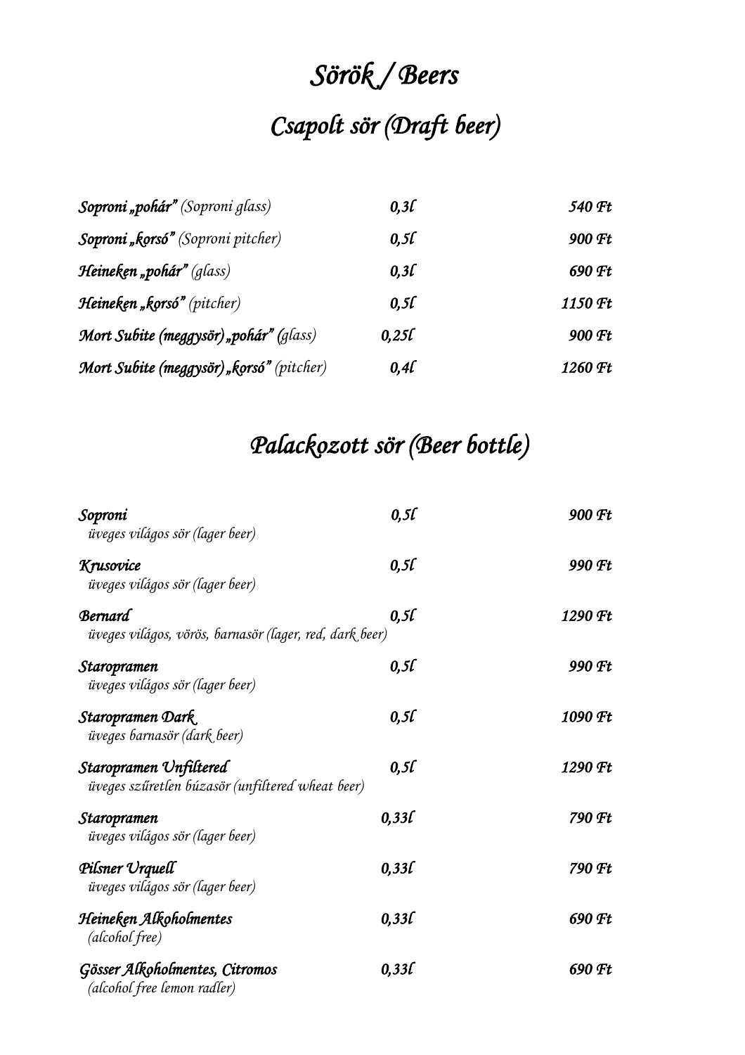# Sörök / Beers

## Csapolt sör (Draft beer)

| | | |
|---|---|---|
| **Soproni „pohár”** *(Soproni glass)* | 0,3l | 540 Ft |
| **Soproni „korsó”** *(Soproni pitcher)* | 0,5l | 900 Ft |
| **Heineken „pohár”** *(glass)* | 0,3l | 690 Ft |
| **Heineken „korsó”** *(pitcher)* | 0,5l | 1150 Ft |
| **Mort Subite (meggysör) „pohár”** *(glass)* | 0,25l | 900 Ft |
| **Mort Subite (meggysör) „korsó”** *(pitcher)* | 0,4l | 1260 Ft |

## Palackozott sör (Beer bottle)

| | | |
|---|---|---|
| **Soproni** <br> *üveges világos sör (lager beer)* | 0,5l | 900 Ft |
| **Krusovice** <br> *üveges világos sör (lager beer)* | 0,5l | 990 Ft |
| **Bernard** <br> *üveges világos, vörös, barnasör (lager, red, dark beer)* | 0,5l | 1290 Ft |
| **Staropramen** <br> *üveges világos sör (lager beer)* | 0,5l | 990 Ft |
| **Staropramen Dark** <br> *üveges barnasör (dark beer)* | 0,5l | 1090 Ft |
| **Staropramen Unfiltered** <br> *üveges szűretlen búzasör (unfiltered wheat beer)* | 0,5l | 1290 Ft |
| **Staropramen** <br> *üveges világos sör (lager beer)* | 0,33l | 790 Ft |
| **Pilsner Urquell** <br> *üveges világos sör (lager beer)* | 0,33l | 790 Ft |
| **Heineken Alkoholmentes** <br> *(alcohol free)* | 0,33l | 690 Ft |
| **Gösser Alkoholmentes, Citromos** <br> *(alcohol free lemon radler)* | 0,33l | 690 Ft |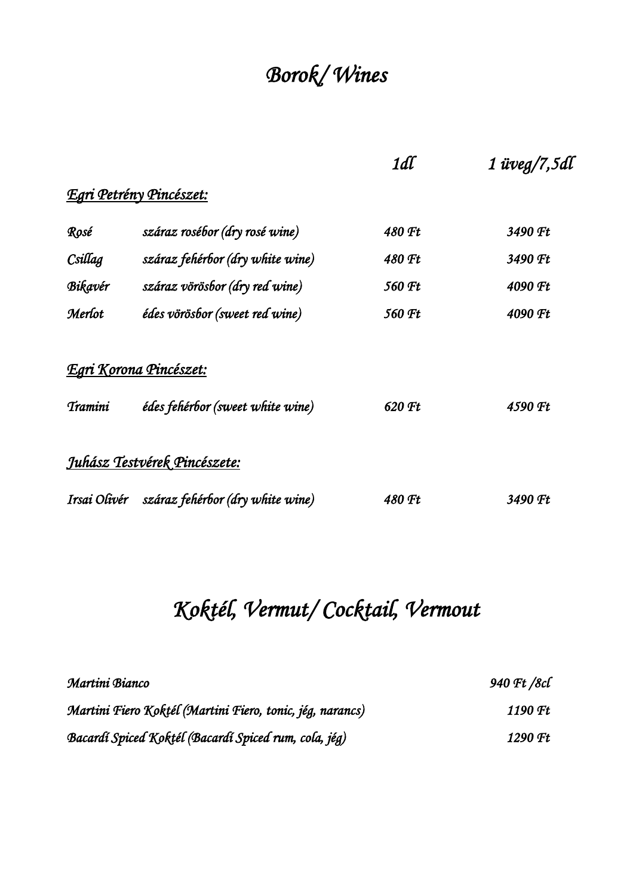# *Borok/ Wines*

| | | *1dl* | *1 üveg/7,5dl* |
|---|---|---|---|
| ***Egri Petrény Pincészet:*** | | | |
| *Rosé* | *száraz rosébor (dry rosé wine)* | *480 Ft* | *3490 Ft* |
| *Csillag* | *száraz fehérbor (dry white wine)* | *480 Ft* | *3490 Ft* |
| *Bikavér* | *száraz vörösbor (dry red wine)* | *560 Ft* | *4090 Ft* |
| *Merlot* | *édes vörösbor (sweet red wine)* | *560 Ft* | *4090 Ft* |
| ***Egri Korona Pincészet:*** | | | |
| *Tramini* | *édes fehérbor (sweet white wine)* | *620 Ft* | *4590 Ft* |
| ***Juhász Testvérek Pincészete:*** | | | |
| *Irsai Olivér* | *száraz fehérbor (dry white wine)* | *480 Ft* | *3490 Ft* |

# *Koktél, Vermut/ Cocktail, Vermout*

| | |
|---|---|
| *Martini Bianco* | *940 Ft /8cl* |
| *Martini Fiero Koktél (Martini Fiero, tonic, jég, narancs)* | *1190 Ft* |
| *Bacardi Spiced Koktél (Bacardi Spiced rum, cola, jég)* | *1290 Ft* |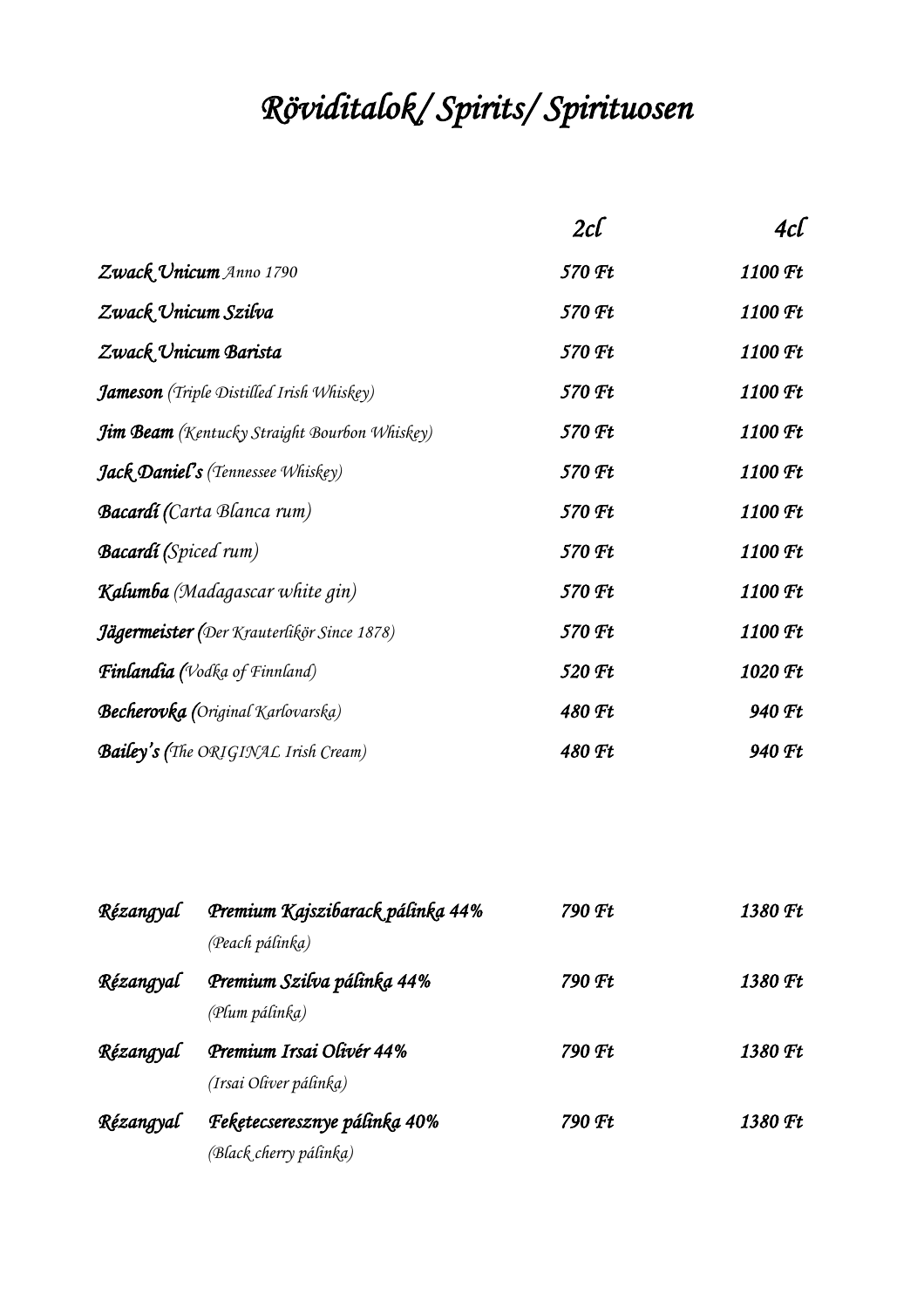# *Röviditalok/ Spirits/ Spirituosen*

| | 2cl | 4cl |
|---|---|---|
| ***Zwack Unicum*** *Anno 1790* | *570 Ft* | *1100 Ft* |
| ***Zwack Unicum Szilva*** | *570 Ft* | *1100 Ft* |
| ***Zwack Unicum Barista*** | *570 Ft* | *1100 Ft* |
| ***Jameson*** *(Triple Distilled Irish Whiskey)* | *570 Ft* | *1100 Ft* |
| ***Jim Beam*** *(Kentucky Straight Bourbon Whiskey)* | *570 Ft* | *1100 Ft* |
| ***Jack Daniel's*** *(Tennessee Whiskey)* | *570 Ft* | *1100 Ft* |
| ***Bacardi (****Carta Blanca rum)* | *570 Ft* | *1100 Ft* |
| ***Bacardi (****Spiced rum)* | *570 Ft* | *1100 Ft* |
| ***Kalumba*** *(Madagascar white gin)* | *570 Ft* | *1100 Ft* |
| ***Jägermeister (****Der Krauterlikör Since 1878)* | *570 Ft* | *1100 Ft* |
| ***Finlandia (****Vodka of Finnland)* | *520 Ft* | *1020 Ft* |
| ***Becherovka (****Original Karlovarska)* | *480 Ft* | *940 Ft* |
| ***Bailey's (****The ORIGINAL Irish Cream)* | *480 Ft* | *940 Ft* |

| | | | |
|---|---|---|---|
| *Rézangyal* | *Premium Kajszibarack pálinka 44%* *(Peach pálinka)* | *790 Ft* | *1380 Ft* |
| *Rézangyal* | *Premium Szilva pálinka 44%* *(Plum pálinka)* | *790 Ft* | *1380 Ft* |
| *Rézangyal* | *Premium Irsai Olivér 44%* *(Irsai Oliver pálinka)* | *790 Ft* | *1380 Ft* |
| *Rézangyal* | *Feketecseresznye pálinka 40%* *(Black cherry pálinka)* | *790 Ft* | *1380 Ft* |